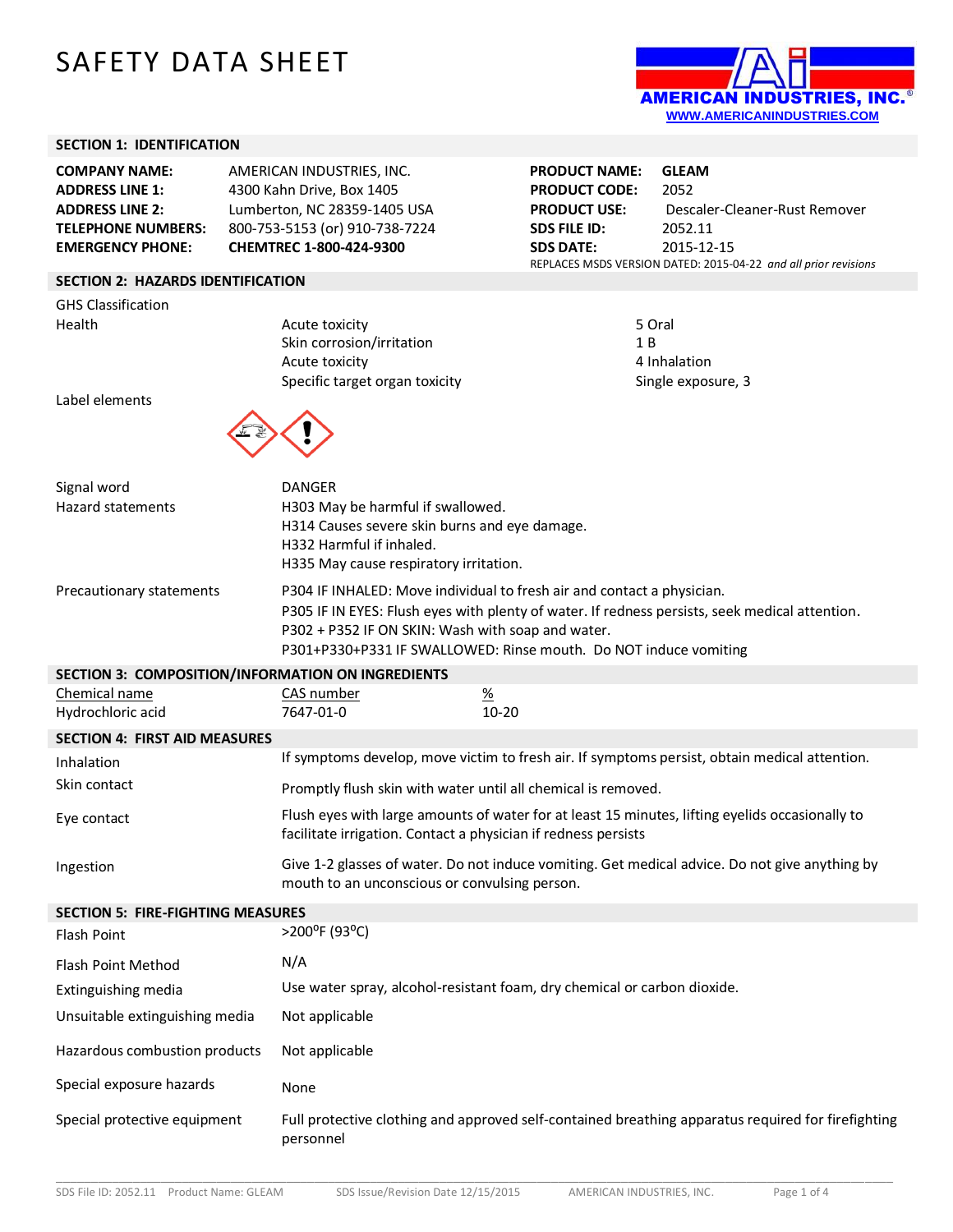# SAFETY DATA SHEET

AMERICAN INDUSTRIES, INC.®
WWW.AMERICANINDUSTRIES.COM

## SECTION 1: IDENTIFICATION

| | |
|---|---|
| **COMPANY NAME:** | AMERICAN INDUSTRIES, INC. |
| **ADDRESS LINE 1:** | 4300 Kahn Drive, Box 1405 |
| **ADDRESS LINE 2:** | Lumberton, NC 28359-1405 USA |
| **TELEPHONE NUMBERS:** | 800-753-5153 (or) 910-738-7224 |
| **EMERGENCY PHONE:** | **CHEMTREC 1-800-424-9300** |

| | |
|---|---|
| **PRODUCT NAME:** | **GLEAM** |
| **PRODUCT CODE:** | 2052 |
| **PRODUCT USE:** | Descaler-Cleaner-Rust Remover |
| **SDS FILE ID:** | 2052.11 |
| **SDS DATE:** | 2015-12-15 |

REPLACES MSDS VERSION DATED: 2015-04-22 *and all prior revisions*

## SECTION 2: HAZARDS IDENTIFICATION

GHS Classification

| | | |
|---|---|---|
| Health | Acute toxicity | 5 Oral |
| | Skin corrosion/irritation | 1 B |
| | Acute toxicity | 4 Inhalation |
| | Specific target organ toxicity | Single exposure, 3 |

Label elements

Signal word: DANGER

Hazard statements:
- H303 May be harmful if swallowed.
- H314 Causes severe skin burns and eye damage.
- H332 Harmful if inhaled.
- H335 May cause respiratory irritation.

Precautionary statements:
- P304 IF INHALED: Move individual to fresh air and contact a physician.
- P305 IF IN EYES: Flush eyes with plenty of water. If redness persists, seek medical attention.
- P302 + P352 IF ON SKIN: Wash with soap and water.
- P301+P330+P331 IF SWALLOWED: Rinse mouth. Do NOT induce vomiting

## SECTION 3: COMPOSITION/INFORMATION ON INGREDIENTS

| Chemical name | CAS number | % |
|---|---|---|
| Hydrochloric acid | 7647-01-0 | 10-20 |

## SECTION 4: FIRST AID MEASURES

| | |
|---|---|
| Inhalation | If symptoms develop, move victim to fresh air. If symptoms persist, obtain medical attention. |
| Skin contact | Promptly flush skin with water until all chemical is removed. |
| Eye contact | Flush eyes with large amounts of water for at least 15 minutes, lifting eyelids occasionally to facilitate irrigation. Contact a physician if redness persists |
| Ingestion | Give 1-2 glasses of water. Do not induce vomiting. Get medical advice. Do not give anything by mouth to an unconscious or convulsing person. |

## SECTION 5: FIRE-FIGHTING MEASURES

| | |
|---|---|
| Flash Point | >200°F (93°C) |
| Flash Point Method | N/A |
| Extinguishing media | Use water spray, alcohol-resistant foam, dry chemical or carbon dioxide. |
| Unsuitable extinguishing media | Not applicable |
| Hazardous combustion products | Not applicable |
| Special exposure hazards | None |
| Special protective equipment | Full protective clothing and approved self-contained breathing apparatus required for firefighting personnel |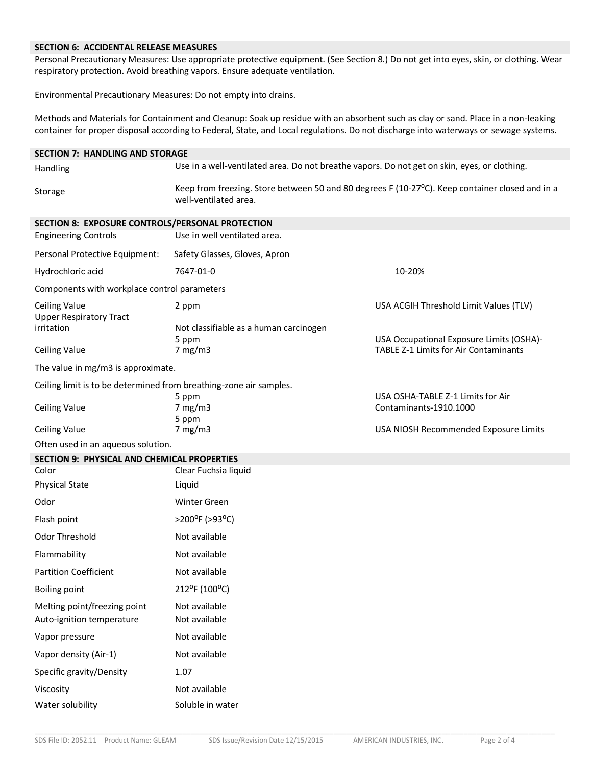## SECTION 6: ACCIDENTAL RELEASE MEASURES

Personal Precautionary Measures: Use appropriate protective equipment. (See Section 8.) Do not get into eyes, skin, or clothing. Wear respiratory protection. Avoid breathing vapors. Ensure adequate ventilation.

Environmental Precautionary Measures: Do not empty into drains.

Methods and Materials for Containment and Cleanup: Soak up residue with an absorbent such as clay or sand. Place in a non-leaking container for proper disposal according to Federal, State, and Local regulations. Do not discharge into waterways or sewage systems.

## SECTION 7: HANDLING AND STORAGE

| | |
|---|---|
| Handling | Use in a well-ventilated area. Do not breathe vapors. Do not get on skin, eyes, or clothing. |
| Storage | Keep from freezing. Store between 50 and 80 degrees F (10-27°C). Keep container closed and in a well-ventilated area. |

## SECTION 8: EXPOSURE CONTROLS/PERSONAL PROTECTION

| | | |
|---|---|---|
| Engineering Controls | Use in well ventilated area. | |
| Personal Protective Equipment: | Safety Glasses, Gloves, Apron | |
| Hydrochloric acid | 7647-01-0 | 10-20% |

Components with workplace control parameters

| | | |
|---|---|---|
| Ceiling Value | 2 ppm | USA ACGIH Threshold Limit Values (TLV) |
| Upper Respiratory Tract irritation | Not classifiable as a human carcinogen | |
| Ceiling Value | 5 ppm<br>7 mg/m3 | USA Occupational Exposure Limits (OSHA)-TABLE Z-1 Limits for Air Contaminants |

The value in mg/m3 is approximate.

Ceiling limit is to be determined from breathing-zone air samples.

| | | |
|---|---|---|
| Ceiling Value | 5 ppm<br>7 mg/m3 | USA OSHA-TABLE Z-1 Limits for Air Contaminants-1910.1000 |
| Ceiling Value | 5 ppm<br>7 mg/m3 | USA NIOSH Recommended Exposure Limits |

Often used in an aqueous solution.

## SECTION 9: PHYSICAL AND CHEMICAL PROPERTIES

| | |
|---|---|
| Color | Clear Fuchsia liquid |
| Physical State | Liquid |
| Odor | Winter Green |
| Flash point | >200°F (>93°C) |
| Odor Threshold | Not available |
| Flammability | Not available |
| Partition Coefficient | Not available |
| Boiling point | 212°F (100°C) |
| Melting point/freezing point | Not available |
| Auto-ignition temperature | Not available |
| Vapor pressure | Not available |
| Vapor density (Air-1) | Not available |
| Specific gravity/Density | 1.07 |
| Viscosity | Not available |
| Water solubility | Soluble in water |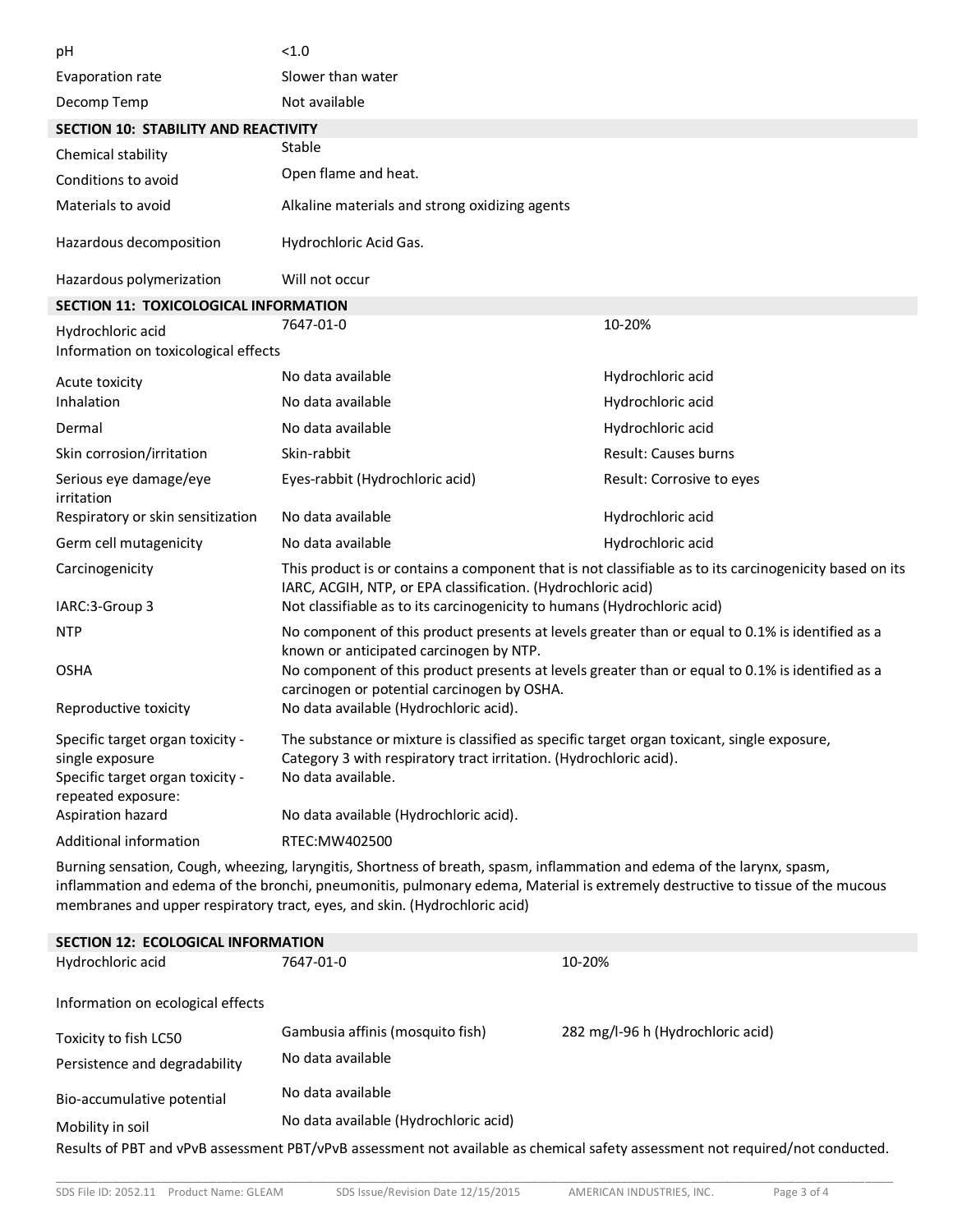| | |
|---|---|
| pH | <1.0 |
| Evaporation rate | Slower than water |
| Decomp Temp | Not available |

## SECTION 10: STABILITY AND REACTIVITY

| | |
|---|---|
| Chemical stability | Stable |
| Conditions to avoid | Open flame and heat. |
| Materials to avoid | Alkaline materials and strong oxidizing agents |
| Hazardous decomposition | Hydrochloric Acid Gas. |
| Hazardous polymerization | Will not occur |

## SECTION 11: TOXICOLOGICAL INFORMATION

| | | |
|---|---|---|
| Hydrochloric acid | 7647-01-0 | 10-20% |
| Information on toxicological effects | | |
| Acute toxicity | No data available | Hydrochloric acid |
| Inhalation | No data available | Hydrochloric acid |
| Dermal | No data available | Hydrochloric acid |
| Skin corrosion/irritation | Skin-rabbit | Result: Causes burns |
| Serious eye damage/eye irritation | Eyes-rabbit (Hydrochloric acid) | Result: Corrosive to eyes |
| Respiratory or skin sensitization | No data available | Hydrochloric acid |
| Germ cell mutagenicity | No data available | Hydrochloric acid |

| | |
|---|---|
| Carcinogenicity | This product is or contains a component that is not classifiable as to its carcinogenicity based on its IARC, ACGIH, NTP, or EPA classification. (Hydrochloric acid) |
| IARC:3-Group 3 | Not classifiable as to its carcinogenicity to humans (Hydrochloric acid) |
| NTP | No component of this product presents at levels greater than or equal to 0.1% is identified as a known or anticipated carcinogen by NTP. |
| OSHA | No component of this product presents at levels greater than or equal to 0.1% is identified as a carcinogen or potential carcinogen by OSHA. |
| Reproductive toxicity | No data available (Hydrochloric acid). |
| Specific target organ toxicity - single exposure | The substance or mixture is classified as specific target organ toxicant, single exposure, Category 3 with respiratory tract irritation. (Hydrochloric acid). |
| Specific target organ toxicity - repeated exposure: | No data available. |
| Aspiration hazard | No data available (Hydrochloric acid). |
| Additional information | RTEC:MW402500 |

Burning sensation, Cough, wheezing, laryngitis, Shortness of breath, spasm, inflammation and edema of the larynx, spasm, inflammation and edema of the bronchi, pneumonitis, pulmonary edema, Material is extremely destructive to tissue of the mucous membranes and upper respiratory tract, eyes, and skin. (Hydrochloric acid)

## SECTION 12: ECOLOGICAL INFORMATION

| | | |
|---|---|---|
| Hydrochloric acid | 7647-01-0 | 10-20% |
| Information on ecological effects | | |
| Toxicity to fish LC50 | Gambusia affinis (mosquito fish) | 282 mg/l-96 h (Hydrochloric acid) |
| Persistence and degradability | No data available | |
| Bio-accumulative potential | No data available | |
| Mobility in soil | No data available (Hydrochloric acid) | |

Results of PBT and vPvB assessment PBT/vPvB assessment not available as chemical safety assessment not required/not conducted.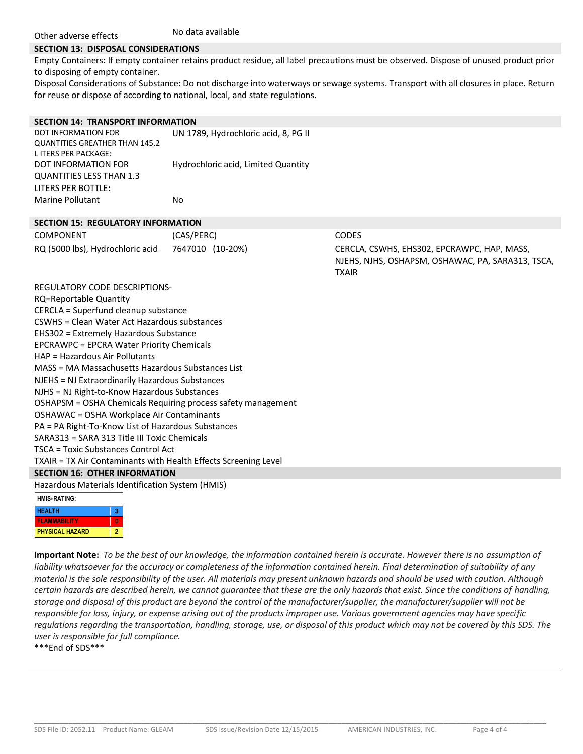| | |
|---|---|
| Other adverse effects | No data available |

## SECTION 13: DISPOSAL CONSIDERATIONS

Empty Containers: If empty container retains product residue, all label precautions must be observed. Dispose of unused product prior to disposing of empty container.

Disposal Considerations of Substance: Do not discharge into waterways or sewage systems. Transport with all closures in place. Return for reuse or dispose of according to national, local, and state regulations.

## SECTION 14: TRANSPORT INFORMATION

| | |
|---|---|
| DOT INFORMATION FOR QUANTITIES GREATHER THAN 145.2 L ITERS PER PACKAGE: | UN 1789, Hydrochloric acid, 8, PG II |
| DOT INFORMATION FOR QUANTITIES LESS THAN 1.3 LITERS PER BOTTLE: | Hydrochloric acid, Limited Quantity |
| Marine Pollutant | No |

## SECTION 15: REGULATORY INFORMATION

| COMPONENT | (CAS/PERC) | CODES |
|---|---|---|
| RQ (5000 lbs), Hydrochloric acid | 7647010 (10-20%) | CERCLA, CSWHS, EHS302, EPCRAWPC, HAP, MASS, NJEHS, NJHS, OSHAPSM, OSHAWAC, PA, SARA313, TSCA, TXAIR |

REGULATORY CODE DESCRIPTIONS-
RQ=Reportable Quantity
CERCLA = Superfund cleanup substance
CSWHS = Clean Water Act Hazardous substances
EHS302 = Extremely Hazardous Substance
EPCRAWPC = EPCRA Water Priority Chemicals
HAP = Hazardous Air Pollutants
MASS = MA Massachusetts Hazardous Substances List
NJEHS = NJ Extraordinarily Hazardous Substances
NJHS = NJ Right-to-Know Hazardous Substances
OSHAPSM = OSHA Chemicals Requiring process safety management
OSHAWAC = OSHA Workplace Air Contaminants
PA = PA Right-To-Know List of Hazardous Substances
SARA313 = SARA 313 Title III Toxic Chemicals
TSCA = Toxic Substances Control Act
TXAIR = TX Air Contaminants with Health Effects Screening Level

## SECTION 16: OTHER INFORMATION

Hazardous Materials Identification System (HMIS)

| HMIS® RATING: | |
|---|---|
| HEALTH | 3 |
| FLAMMABILITY | 0 |
| PHYSICAL HAZARD | 2 |

**Important Note:** *To be the best of our knowledge, the information contained herein is accurate. However there is no assumption of liability whatsoever for the accuracy or completeness of the information contained herein. Final determination of suitability of any material is the sole responsibility of the user. All materials may present unknown hazards and should be used with caution. Although certain hazards are described herein, we cannot guarantee that these are the only hazards that exist. Since the conditions of handling, storage and disposal of this product are beyond the control of the manufacturer/supplier, the manufacturer/supplier will not be responsible for loss, injury, or expense arising out of the products improper use. Various government agencies may have specific regulations regarding the transportation, handling, storage, use, or disposal of this product which may not be covered by this SDS. The user is responsible for full compliance.*

***End of SDS***